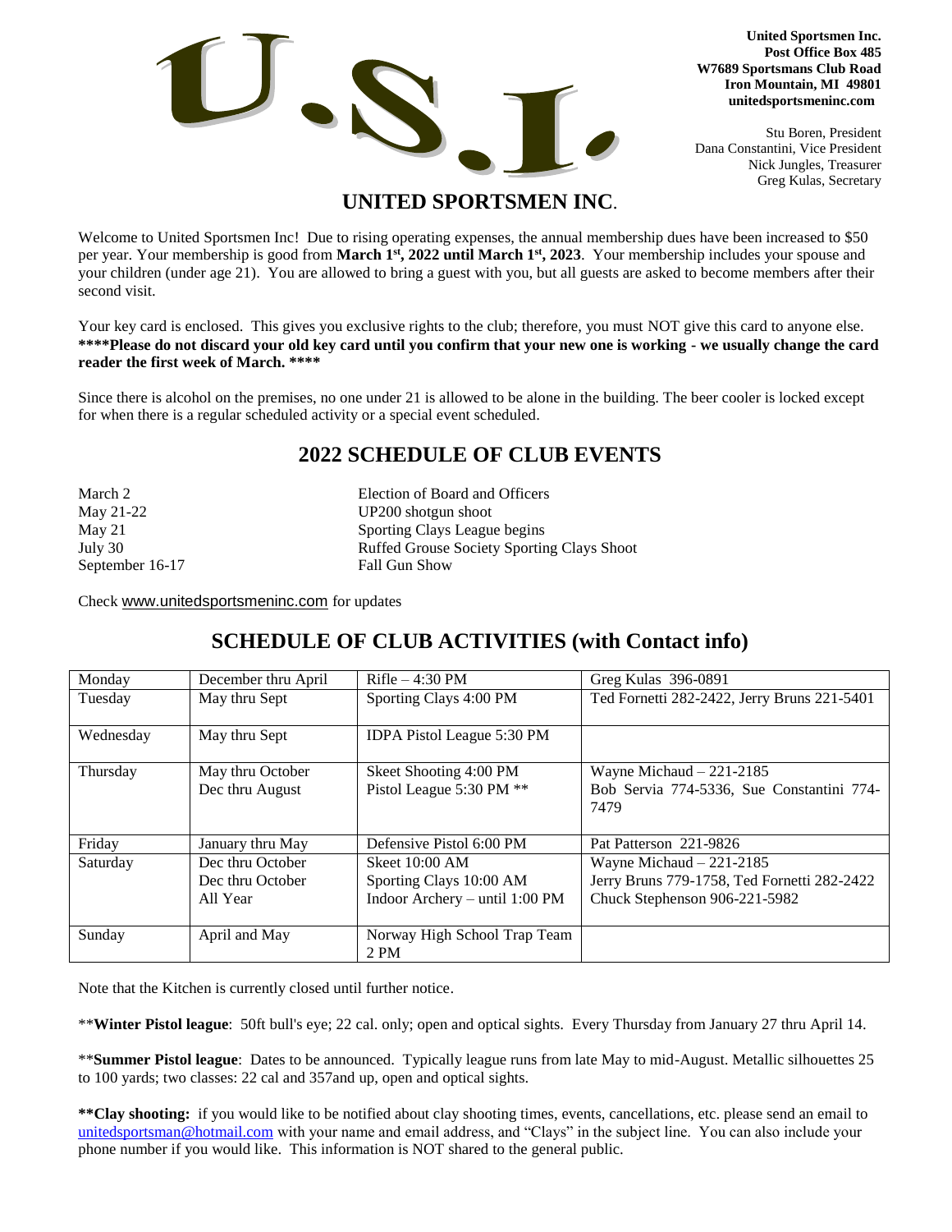U.S.I.

**United Sportsmen Inc.**
**Post Office Box 485**
**W7689 Sportsmans Club Road**
**Iron Mountain, MI 49801**
**unitedsportsmeninc.com**

Stu Boren, President
Dana Constantini, Vice President
Nick Jungles, Treasurer
Greg Kulas, Secretary

# UNITED SPORTSMEN INC.

Welcome to United Sportsmen Inc! Due to rising operating expenses, the annual membership dues have been increased to $50 per year. Your membership is good from **March 1st, 2022 until March 1st, 2023**. Your membership includes your spouse and your children (under age 21). You are allowed to bring a guest with you, but all guests are asked to become members after their second visit.

Your key card is enclosed. This gives you exclusive rights to the club; therefore, you must NOT give this card to anyone else. **\*\*\*\*Please do not discard your old key card until you confirm that your new one is working - we usually change the card reader the first week of March. \*\*\*\***

Since there is alcohol on the premises, no one under 21 is allowed to be alone in the building. The beer cooler is locked except for when there is a regular scheduled activity or a special event scheduled.

## 2022 SCHEDULE OF CLUB EVENTS

| | |
|---|---|
| March 2 | Election of Board and Officers |
| May 21-22 | UP200 shotgun shoot |
| May 21 | Sporting Clays League begins |
| July 30 | Ruffed Grouse Society Sporting Clays Shoot |
| September 16-17 | Fall Gun Show |

Check www.unitedsportsmeninc.com for updates

## SCHEDULE OF CLUB ACTIVITIES (with Contact info)

| | | | |
|---|---|---|---|
| Monday | December thru April | Rifle – 4:30 PM | Greg Kulas 396-0891 |
| Tuesday | May thru Sept | Sporting Clays 4:00 PM | Ted Fornetti 282-2422, Jerry Bruns 221-5401 |
| Wednesday | May thru Sept | IDPA Pistol League 5:30 PM | |
| Thursday | May thru October<br>Dec thru August | Skeet Shooting 4:00 PM<br>Pistol League 5:30 PM ** | Wayne Michaud – 221-2185<br>Bob Servia 774-5336, Sue Constantini 774-7479 |
| Friday | January thru May | Defensive Pistol 6:00 PM | Pat Patterson 221-9826 |
| Saturday | Dec thru October<br>Dec thru October<br>All Year | Skeet 10:00 AM<br>Sporting Clays 10:00 AM<br>Indoor Archery – until 1:00 PM | Wayne Michaud – 221-2185<br>Jerry Bruns 779-1758, Ted Fornetti 282-2422<br>Chuck Stephenson 906-221-5982 |
| Sunday | April and May | Norway High School Trap Team 2 PM | |

Note that the Kitchen is currently closed until further notice.

\*\***Winter Pistol league**: 50ft bull's eye; 22 cal. only; open and optical sights. Every Thursday from January 27 thru April 14.

\*\***Summer Pistol league**: Dates to be announced. Typically league runs from late May to mid-August. Metallic silhouettes 25 to 100 yards; two classes: 22 cal and 357and up, open and optical sights.

**\*\*Clay shooting:** if you would like to be notified about clay shooting times, events, cancellations, etc. please send an email to unitedsportsman@hotmail.com with your name and email address, and "Clays" in the subject line. You can also include your phone number if you would like. This information is NOT shared to the general public.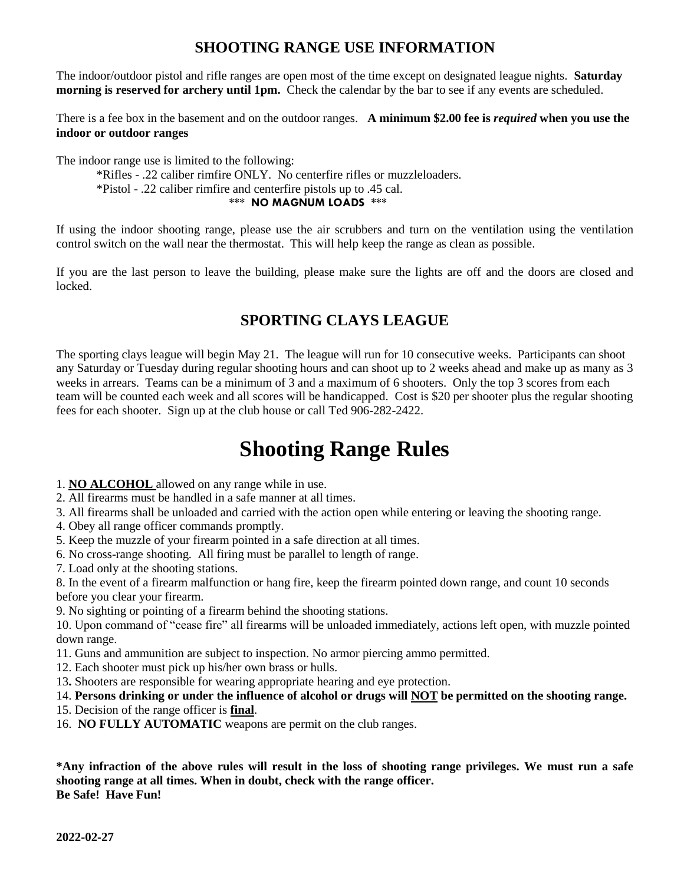## SHOOTING RANGE USE INFORMATION

The indoor/outdoor pistol and rifle ranges are open most of the time except on designated league nights. **Saturday morning is reserved for archery until 1pm.** Check the calendar by the bar to see if any events are scheduled.

There is a fee box in the basement and on the outdoor ranges. **A minimum $2.00 fee is *required* when you use the indoor or outdoor ranges**

The indoor range use is limited to the following:

*Rifles - .22 caliber rimfire ONLY. No centerfire rifles or muzzleloaders.
*Pistol - .22 caliber rimfire and centerfire pistols up to .45 cal.

*** **NO MAGNUM LOADS** ***

If using the indoor shooting range, please use the air scrubbers and turn on the ventilation using the ventilation control switch on the wall near the thermostat. This will help keep the range as clean as possible.

If you are the last person to leave the building, please make sure the lights are off and the doors are closed and locked.

## SPORTING CLAYS LEAGUE

The sporting clays league will begin May 21. The league will run for 10 consecutive weeks. Participants can shoot any Saturday or Tuesday during regular shooting hours and can shoot up to 2 weeks ahead and make up as many as 3 weeks in arrears. Teams can be a minimum of 3 and a maximum of 6 shooters. Only the top 3 scores from each team will be counted each week and all scores will be handicapped. Cost is $20 per shooter plus the regular shooting fees for each shooter. Sign up at the club house or call Ted 906-282-2422.

# Shooting Range Rules

1. **NO ALCOHOL** allowed on any range while in use.
2. All firearms must be handled in a safe manner at all times.
3. All firearms shall be unloaded and carried with the action open while entering or leaving the shooting range.
4. Obey all range officer commands promptly.
5. Keep the muzzle of your firearm pointed in a safe direction at all times.
6. No cross-range shooting. All firing must be parallel to length of range.
7. Load only at the shooting stations.
8. In the event of a firearm malfunction or hang fire, keep the firearm pointed down range, and count 10 seconds before you clear your firearm.
9. No sighting or pointing of a firearm behind the shooting stations.
10. Upon command of "cease fire" all firearms will be unloaded immediately, actions left open, with muzzle pointed down range.
11. Guns and ammunition are subject to inspection. No armor piercing ammo permitted.
12. Each shooter must pick up his/her own brass or hulls.
13. Shooters are responsible for wearing appropriate hearing and eye protection.
14. **Persons drinking or under the influence of alcohol or drugs will NOT be permitted on the shooting range.**
15. Decision of the range officer is **final**.
16. **NO FULLY AUTOMATIC** weapons are permit on the club ranges.

**\*Any infraction of the above rules will result in the loss of shooting range privileges. We must run a safe shooting range at all times. When in doubt, check with the range officer.**
**Be Safe! Have Fun!**

**2022-02-27**